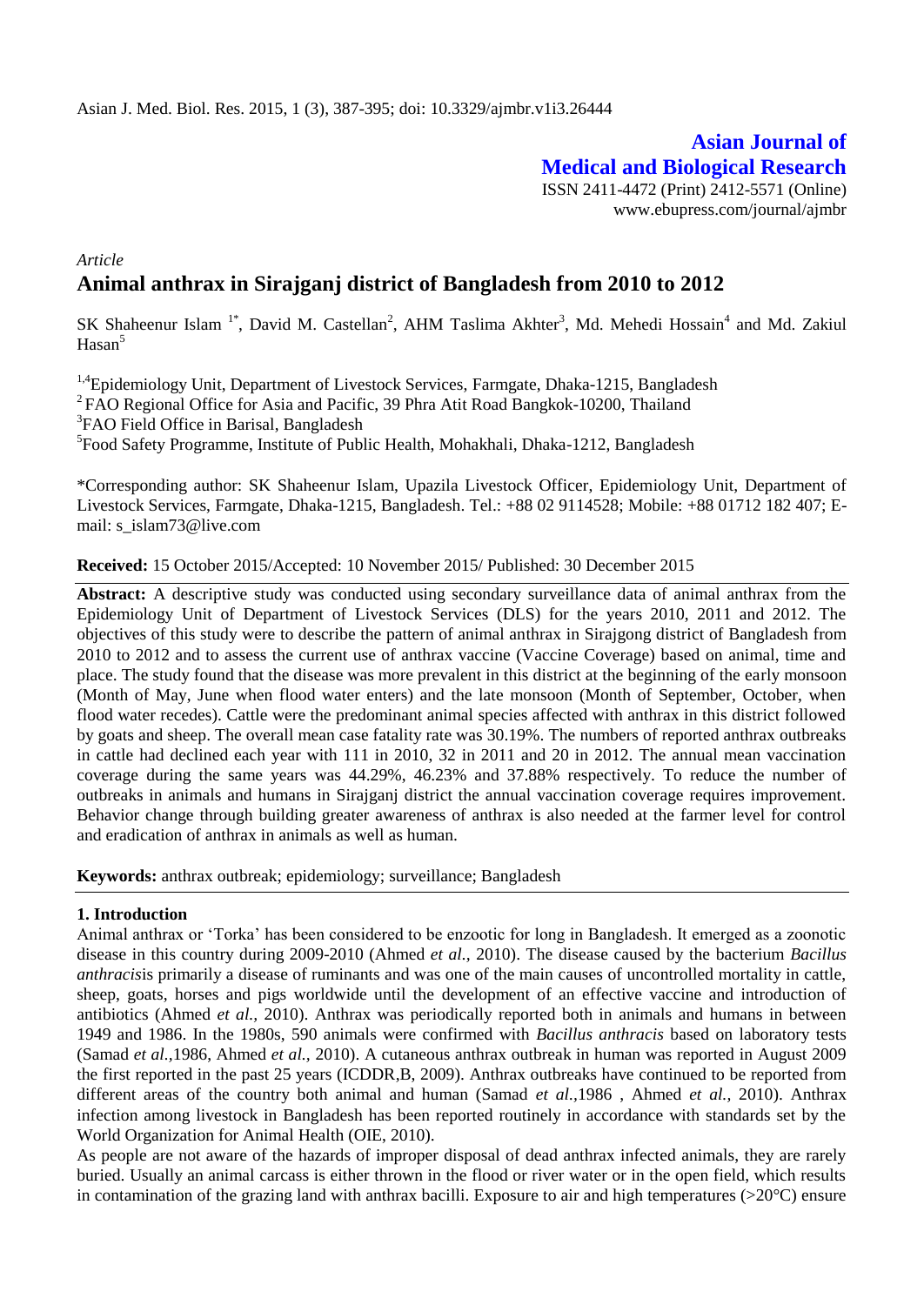Asian J. Med. Biol. Res. 2015, 1 (3), 387-395; doi: 10.3329/ajmbr.v1i3.26444

**Asian Journal of Medical and Biological Research**

ISSN 2411-4472 (Print) 2412-5571 (Online)
www.ebupress.com/journal/ajmbr

*Article*

# Animal anthrax in Sirajganj district of Bangladesh from 2010 to 2012

SK Shaheenur Islam [1*], David M. Castellan[2], AHM Taslima Akhter[3], Md. Mehedi Hossain[4] and Md. Zakiul Hasan[5]

[1,4]Epidemiology Unit, Department of Livestock Services, Farmgate, Dhaka-1215, Bangladesh

[2]FAO Regional Office for Asia and Pacific, 39 Phra Atit Road Bangkok-10200, Thailand

[3]FAO Field Office in Barisal, Bangladesh

[5]Food Safety Programme, Institute of Public Health, Mohakhali, Dhaka-1212, Bangladesh

*Corresponding author: SK Shaheenur Islam, Upazila Livestock Officer, Epidemiology Unit, Department of Livestock Services, Farmgate, Dhaka-1215, Bangladesh. Tel.: +88 02 9114528; Mobile: +88 01712 182 407; E-mail: s_islam73@live.com

**Received:** 15 October 2015/Accepted: 10 November 2015/ Published: 30 December 2015

**Abstract:** A descriptive study was conducted using secondary surveillance data of animal anthrax from the Epidemiology Unit of Department of Livestock Services (DLS) for the years 2010, 2011 and 2012. The objectives of this study were to describe the pattern of animal anthrax in Sirajgong district of Bangladesh from 2010 to 2012 and to assess the current use of anthrax vaccine (Vaccine Coverage) based on animal, time and place. The study found that the disease was more prevalent in this district at the beginning of the early monsoon (Month of May, June when flood water enters) and the late monsoon (Month of September, October, when flood water recedes). Cattle were the predominant animal species affected with anthrax in this district followed by goats and sheep. The overall mean case fatality rate was 30.19%. The numbers of reported anthrax outbreaks in cattle had declined each year with 111 in 2010, 32 in 2011 and 20 in 2012. The annual mean vaccination coverage during the same years was 44.29%, 46.23% and 37.88% respectively. To reduce the number of outbreaks in animals and humans in Sirajganj district the annual vaccination coverage requires improvement. Behavior change through building greater awareness of anthrax is also needed at the farmer level for control and eradication of anthrax in animals as well as human.

**Keywords:** anthrax outbreak; epidemiology; surveillance; Bangladesh

## 1. Introduction

Animal anthrax or 'Torka' has been considered to be enzootic for long in Bangladesh. It emerged as a zoonotic disease in this country during 2009-2010 (Ahmed *et al.,* 2010). The disease caused by the bacterium *Bacillus anthracis*is primarily a disease of ruminants and was one of the main causes of uncontrolled mortality in cattle, sheep, goats, horses and pigs worldwide until the development of an effective vaccine and introduction of antibiotics (Ahmed *et al.,* 2010). Anthrax was periodically reported both in animals and humans in between 1949 and 1986. In the 1980s, 590 animals were confirmed with *Bacillus anthracis* based on laboratory tests (Samad *et al.,*1986, Ahmed *et al.,* 2010). A cutaneous anthrax outbreak in human was reported in August 2009 the first reported in the past 25 years (ICDDR,B, 2009). Anthrax outbreaks have continued to be reported from different areas of the country both animal and human (Samad *et al.,*1986 , Ahmed *et al.,* 2010). Anthrax infection among livestock in Bangladesh has been reported routinely in accordance with standards set by the World Organization for Animal Health (OIE, 2010).

As people are not aware of the hazards of improper disposal of dead anthrax infected animals, they are rarely buried. Usually an animal carcass is either thrown in the flood or river water or in the open field, which results in contamination of the grazing land with anthrax bacilli. Exposure to air and high temperatures (>20°C) ensure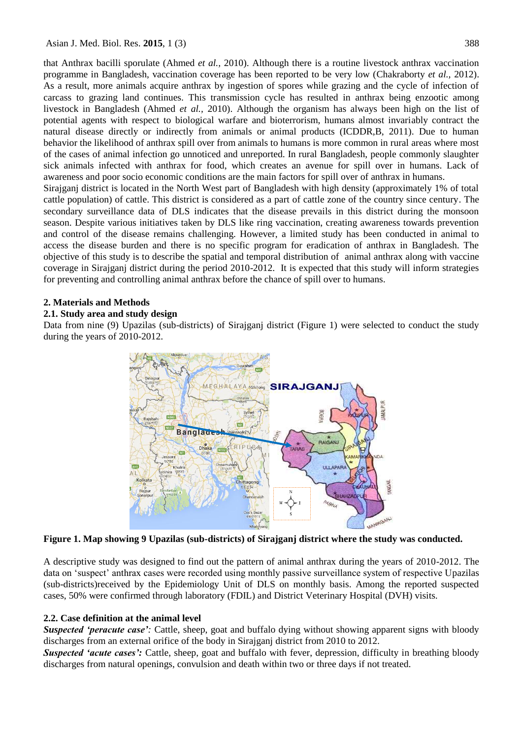that Anthrax bacilli sporulate (Ahmed *et al.,* 2010). Although there is a routine livestock anthrax vaccination programme in Bangladesh, vaccination coverage has been reported to be very low (Chakraborty *et al.,* 2012). As a result, more animals acquire anthrax by ingestion of spores while grazing and the cycle of infection of carcass to grazing land continues. This transmission cycle has resulted in anthrax being enzootic among livestock in Bangladesh (Ahmed *et al.,* 2010). Although the organism has always been high on the list of potential agents with respect to biological warfare and bioterrorism, humans almost invariably contract the natural disease directly or indirectly from animals or animal products (ICDDR,B, 2011). Due to human behavior the likelihood of anthrax spill over from animals to humans is more common in rural areas where most of the cases of animal infection go unnoticed and unreported. In rural Bangladesh, people commonly slaughter sick animals infected with anthrax for food, which creates an avenue for spill over in humans. Lack of awareness and poor socio economic conditions are the main factors for spill over of anthrax in humans.

Sirajganj district is located in the North West part of Bangladesh with high density (approximately 1% of total cattle population) of cattle. This district is considered as a part of cattle zone of the country since century. The secondary surveillance data of DLS indicates that the disease prevails in this district during the monsoon season. Despite various initiatives taken by DLS like ring vaccination, creating awareness towards prevention and control of the disease remains challenging. However, a limited study has been conducted in animal to access the disease burden and there is no specific program for eradication of anthrax in Bangladesh. The objective of this study is to describe the spatial and temporal distribution of animal anthrax along with vaccine coverage in Sirajganj district during the period 2010-2012. It is expected that this study will inform strategies for preventing and controlling animal anthrax before the chance of spill over to humans.

## 2. Materials and Methods

### 2.1. Study area and study design

Data from nine (9) Upazilas (sub-districts) of Sirajganj district (Figure 1) were selected to conduct the study during the years of 2010-2012.

**Figure 1. Map showing 9 Upazilas (sub-districts) of Sirajganj district where the study was conducted.**

A descriptive study was designed to find out the pattern of animal anthrax during the years of 2010-2012. The data on 'suspect' anthrax cases were recorded using monthly passive surveillance system of respective Upazilas (sub-districts)received by the Epidemiology Unit of DLS on monthly basis. Among the reported suspected cases, 50% were confirmed through laboratory (FDIL) and District Veterinary Hospital (DVH) visits.

### 2.2. Case definition at the animal level

***Suspected 'peracute case':*** Cattle, sheep, goat and buffalo dying without showing apparent signs with bloody discharges from an external orifice of the body in Sirajganj district from 2010 to 2012.

***Suspected 'acute cases':*** Cattle, sheep, goat and buffalo with fever, depression, difficulty in breathing bloody discharges from natural openings, convulsion and death within two or three days if not treated.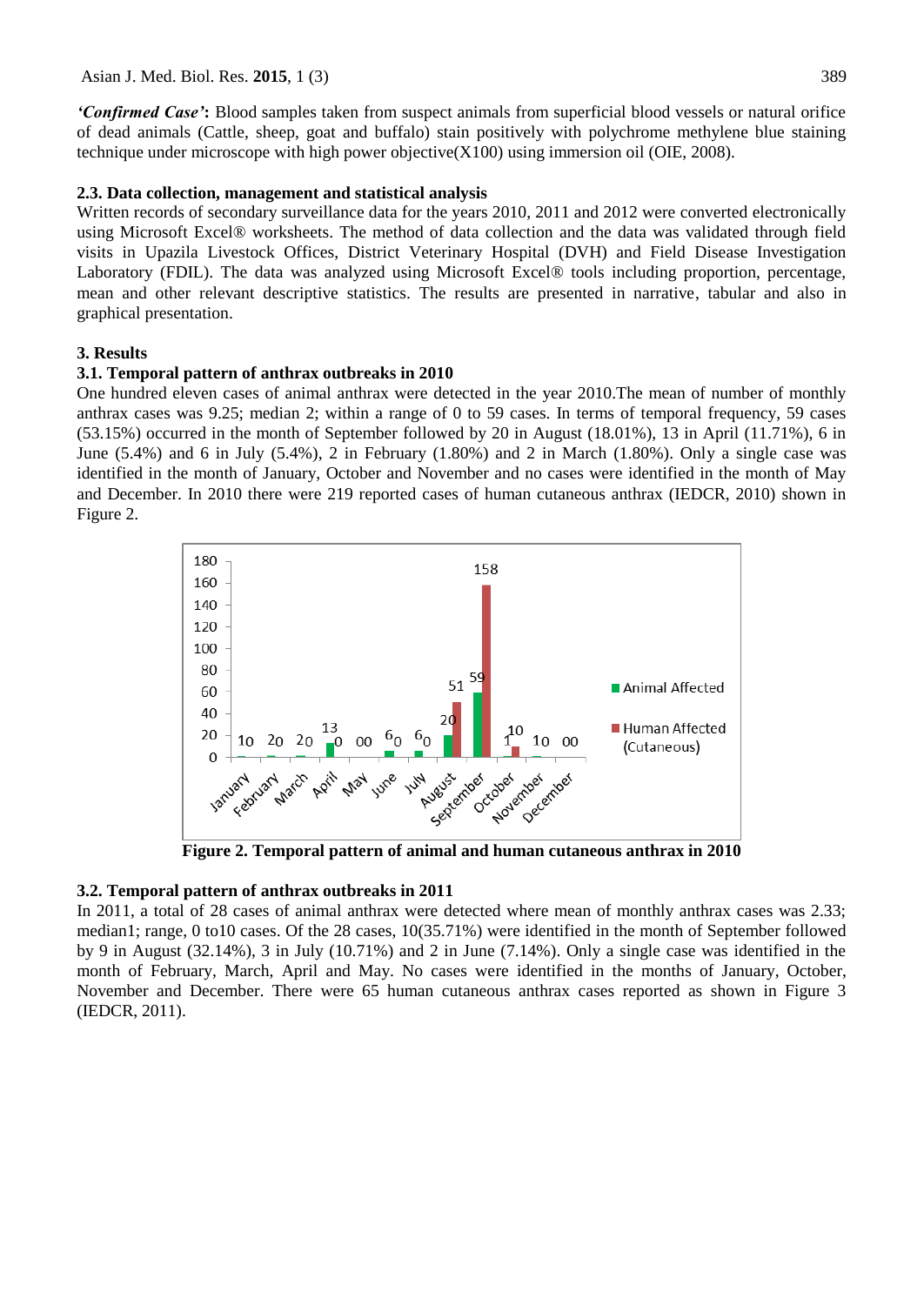***'Confirmed Case'*:** Blood samples taken from suspect animals from superficial blood vessels or natural orifice of dead animals (Cattle, sheep, goat and buffalo) stain positively with polychrome methylene blue staining technique under microscope with high power objective(X100) using immersion oil (OIE, 2008).

### 2.3. Data collection, management and statistical analysis

Written records of secondary surveillance data for the years 2010, 2011 and 2012 were converted electronically using Microsoft Excel® worksheets. The method of data collection and the data was validated through field visits in Upazila Livestock Offices, District Veterinary Hospital (DVH) and Field Disease Investigation Laboratory (FDIL). The data was analyzed using Microsoft Excel® tools including proportion, percentage, mean and other relevant descriptive statistics. The results are presented in narrative, tabular and also in graphical presentation.

## 3. Results

### 3.1. Temporal pattern of anthrax outbreaks in 2010

One hundred eleven cases of animal anthrax were detected in the year 2010.The mean of number of monthly anthrax cases was 9.25; median 2; within a range of 0 to 59 cases. In terms of temporal frequency, 59 cases (53.15%) occurred in the month of September followed by 20 in August (18.01%), 13 in April (11.71%), 6 in June (5.4%) and 6 in July (5.4%), 2 in February (1.80%) and 2 in March (1.80%). Only a single case was identified in the month of January, October and November and no cases were identified in the month of May and December. In 2010 there were 219 reported cases of human cutaneous anthrax (IEDCR, 2010) shown in Figure 2.

| Month | Animal Affected | Human Affected (Cutaneous) |
|---|---|---|
| January | 1 | 0 |
| February | 2 | 0 |
| March | 2 | 0 |
| April | 13 | 0 |
| May | 0 | 0 |
| June | 6 | 0 |
| July | 6 | 0 |
| August | 20 | 51 |
| September | 59 | 158 |
| October | 1 | 10 |
| November | 1 | 0 |
| December | 0 | 0 |

**Figure 2. Temporal pattern of animal and human cutaneous anthrax in 2010**

### 3.2. Temporal pattern of anthrax outbreaks in 2011

In 2011, a total of 28 cases of animal anthrax were detected where mean of monthly anthrax cases was 2.33; median1; range, 0 to10 cases. Of the 28 cases, 10(35.71%) were identified in the month of September followed by 9 in August (32.14%), 3 in July (10.71%) and 2 in June (7.14%). Only a single case was identified in the month of February, March, April and May. No cases were identified in the months of January, October, November and December. There were 65 human cutaneous anthrax cases reported as shown in Figure 3 (IEDCR, 2011).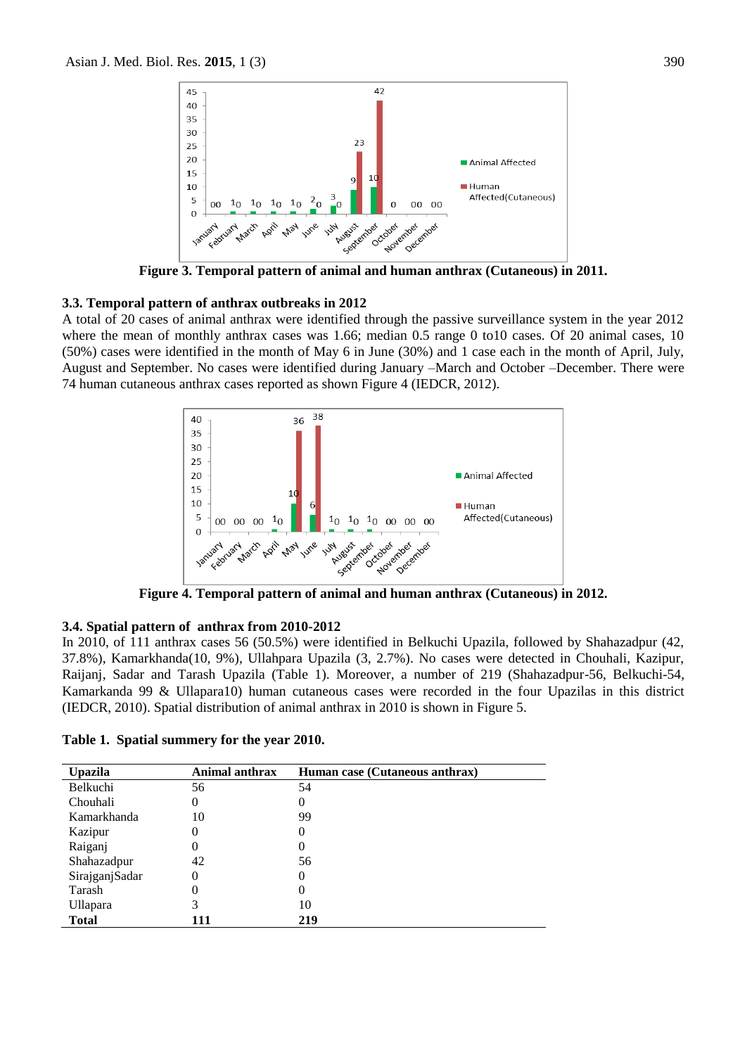**Figure 3. Temporal pattern of animal and human anthrax (Cutaneous) in 2011.**

### 3.3. Temporal pattern of anthrax outbreaks in 2012

A total of 20 cases of animal anthrax were identified through the passive surveillance system in the year 2012 where the mean of monthly anthrax cases was 1.66; median 0.5 range 0 to10 cases. Of 20 animal cases, 10 (50%) cases were identified in the month of May 6 in June (30%) and 1 case each in the month of April, July, August and September. No cases were identified during January –March and October –December. There were 74 human cutaneous anthrax cases reported as shown Figure 4 (IEDCR, 2012).

**Figure 4. Temporal pattern of animal and human anthrax (Cutaneous) in 2012.**

### 3.4. Spatial pattern of anthrax from 2010-2012

In 2010, of 111 anthrax cases 56 (50.5%) were identified in Belkuchi Upazila, followed by Shahazadpur (42, 37.8%), Kamarkhanda(10, 9%), Ullahpara Upazila (3, 2.7%). No cases were detected in Chouhali, Kazipur, Raijanj, Sadar and Tarash Upazila (Table 1). Moreover, a number of 219 (Shahazadpur-56, Belkuchi-54, Kamarkanda 99 & Ullapara10) human cutaneous cases were recorded in the four Upazilas in this district (IEDCR, 2010). Spatial distribution of animal anthrax in 2010 is shown in Figure 5.

**Table 1. Spatial summery for the year 2010.**

| Upazila | Animal anthrax | Human case (Cutaneous anthrax) |
|---|---|---|
| Belkuchi | 56 | 54 |
| Chouhali | 0 | 0 |
| Kamarkhanda | 10 | 99 |
| Kazipur | 0 | 0 |
| Raiganj | 0 | 0 |
| Shahazadpur | 42 | 56 |
| SirajganjSadar | 0 | 0 |
| Tarash | 0 | 0 |
| Ullapara | 3 | 10 |
| **Total** | **111** | **219** |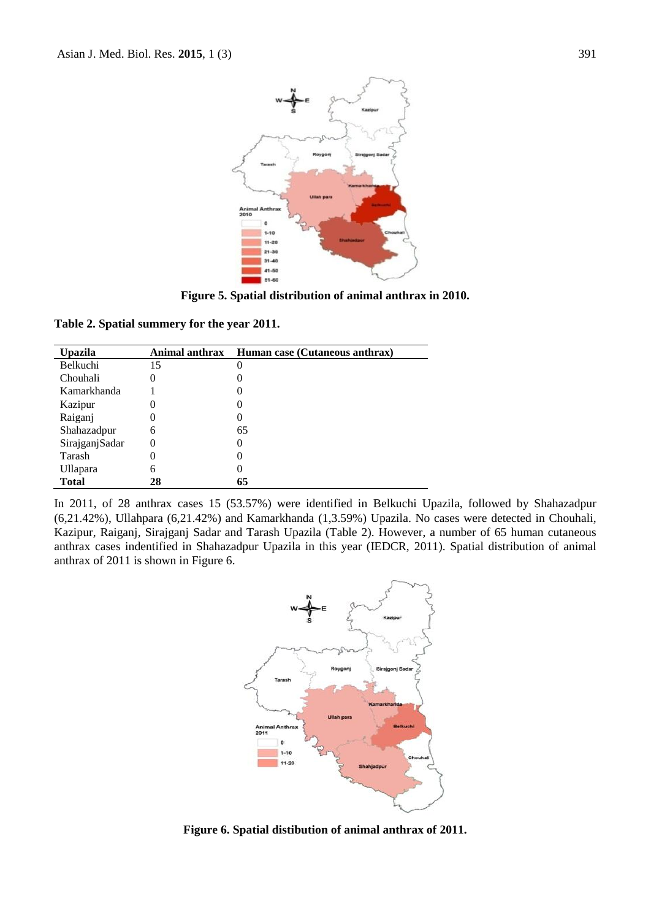**Figure 5. Spatial distribution of animal anthrax in 2010.**

**Table 2. Spatial summery for the year 2011.**

| Upazila | Animal anthrax | Human case (Cutaneous anthrax) |
|---|---|---|
| Belkuchi | 15 | 0 |
| Chouhali | 0 | 0 |
| Kamarkhanda | 1 | 0 |
| Kazipur | 0 | 0 |
| Raiganj | 0 | 0 |
| Shahazadpur | 6 | 65 |
| SirajganjSadar | 0 | 0 |
| Tarash | 0 | 0 |
| Ullapara | 6 | 0 |
| **Total** | **28** | **65** |

In 2011, of 28 anthrax cases 15 (53.57%) were identified in Belkuchi Upazila, followed by Shahazadpur (6,21.42%), Ullahpara (6,21.42%) and Kamarkhanda (1,3.59%) Upazila. No cases were detected in Chouhali, Kazipur, Raiganj, Sirajganj Sadar and Tarash Upazila (Table 2). However, a number of 65 human cutaneous anthrax cases indentified in Shahazadpur Upazila in this year (IEDCR, 2011). Spatial distribution of animal anthrax of 2011 is shown in Figure 6.

**Figure 6. Spatial distibution of animal anthrax of 2011.**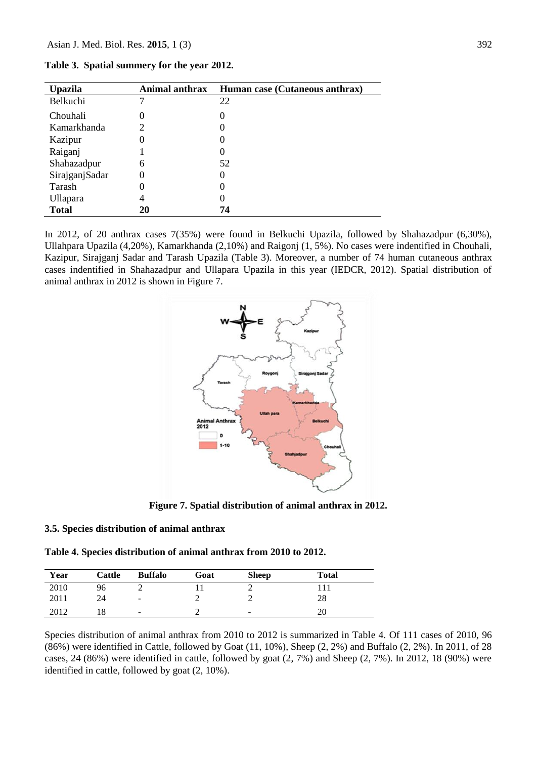**Table 3. Spatial summery for the year 2012.**

| Upazila | Animal anthrax | Human case (Cutaneous anthrax) |
|---|---|---|
| Belkuchi | 7 | 22 |
| Chouhali | 0 | 0 |
| Kamarkhanda | 2 | 0 |
| Kazipur | 0 | 0 |
| Raiganj | 1 | 0 |
| Shahazadpur | 6 | 52 |
| SirajganjSadar | 0 | 0 |
| Tarash | 0 | 0 |
| Ullapara | 4 | 0 |
| **Total** | **20** | **74** |

In 2012, of 20 anthrax cases 7(35%) were found in Belkuchi Upazila, followed by Shahazadpur (6,30%), Ullahpara Upazila (4,20%), Kamarkhanda (2,10%) and Raigonj (1, 5%). No cases were indentified in Chouhali, Kazipur, Sirajganj Sadar and Tarash Upazila (Table 3). Moreover, a number of 74 human cutaneous anthrax cases indentified in Shahazadpur and Ullapara Upazila in this year (IEDCR, 2012). Spatial distribution of animal anthrax in 2012 is shown in Figure 7.

**Figure 7. Spatial distribution of animal anthrax in 2012.**

### 3.5. Species distribution of animal anthrax

**Table 4. Species distribution of animal anthrax from 2010 to 2012.**

| Year | Cattle | Buffalo | Goat | Sheep | Total |
|---|---|---|---|---|---|
| 2010 | 96 | 2 | 11 | 2 | 111 |
| 2011 | 24 | - | 2 | 2 | 28 |
| 2012 | 18 | - | 2 | - | 20 |

Species distribution of animal anthrax from 2010 to 2012 is summarized in Table 4. Of 111 cases of 2010, 96 (86%) were identified in Cattle, followed by Goat (11, 10%), Sheep (2, 2%) and Buffalo (2, 2%). In 2011, of 28 cases, 24 (86%) were identified in cattle, followed by goat (2, 7%) and Sheep (2, 7%). In 2012, 18 (90%) were identified in cattle, followed by goat (2, 10%).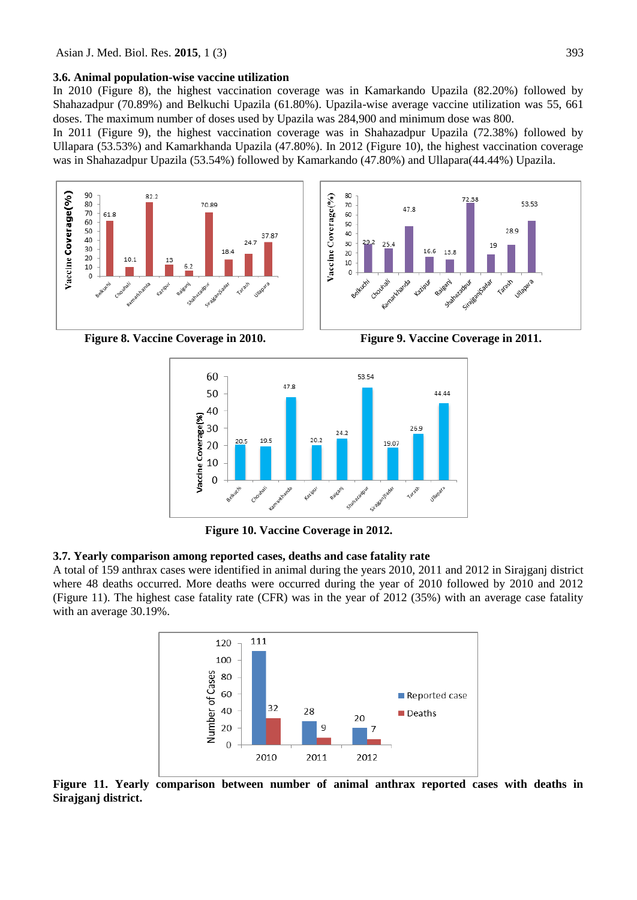### 3.6. Animal population-wise vaccine utilization

In 2010 (Figure 8), the highest vaccination coverage was in Kamarkando Upazila (82.20%) followed by Shahazadpur (70.89%) and Belkuchi Upazila (61.80%). Upazila-wise average vaccine utilization was 55, 661 doses. The maximum number of doses used by Upazila was 284,900 and minimum dose was 800.

In 2011 (Figure 9), the highest vaccination coverage was in Shahazadpur Upazila (72.38%) followed by Ullapara (53.53%) and Kamarkhanda Upazila (47.80%). In 2012 (Figure 10), the highest vaccination coverage was in Shahazadpur Upazila (53.54%) followed by Kamarkando (47.80%) and Ullapara(44.44%) Upazila.

**Figure 8. Vaccine Coverage in 2010.**

**Figure 9. Vaccine Coverage in 2011.**

**Figure 10. Vaccine Coverage in 2012.**

### 3.7. Yearly comparison among reported cases, deaths and case fatality rate

A total of 159 anthrax cases were identified in animal during the years 2010, 2011 and 2012 in Sirajganj district where 48 deaths occurred. More deaths were occurred during the year of 2010 followed by 2010 and 2012 (Figure 11). The highest case fatality rate (CFR) was in the year of 2012 (35%) with an average case fatality with an average 30.19%.

**Figure 11. Yearly comparison between number of animal anthrax reported cases with deaths in Sirajganj district.**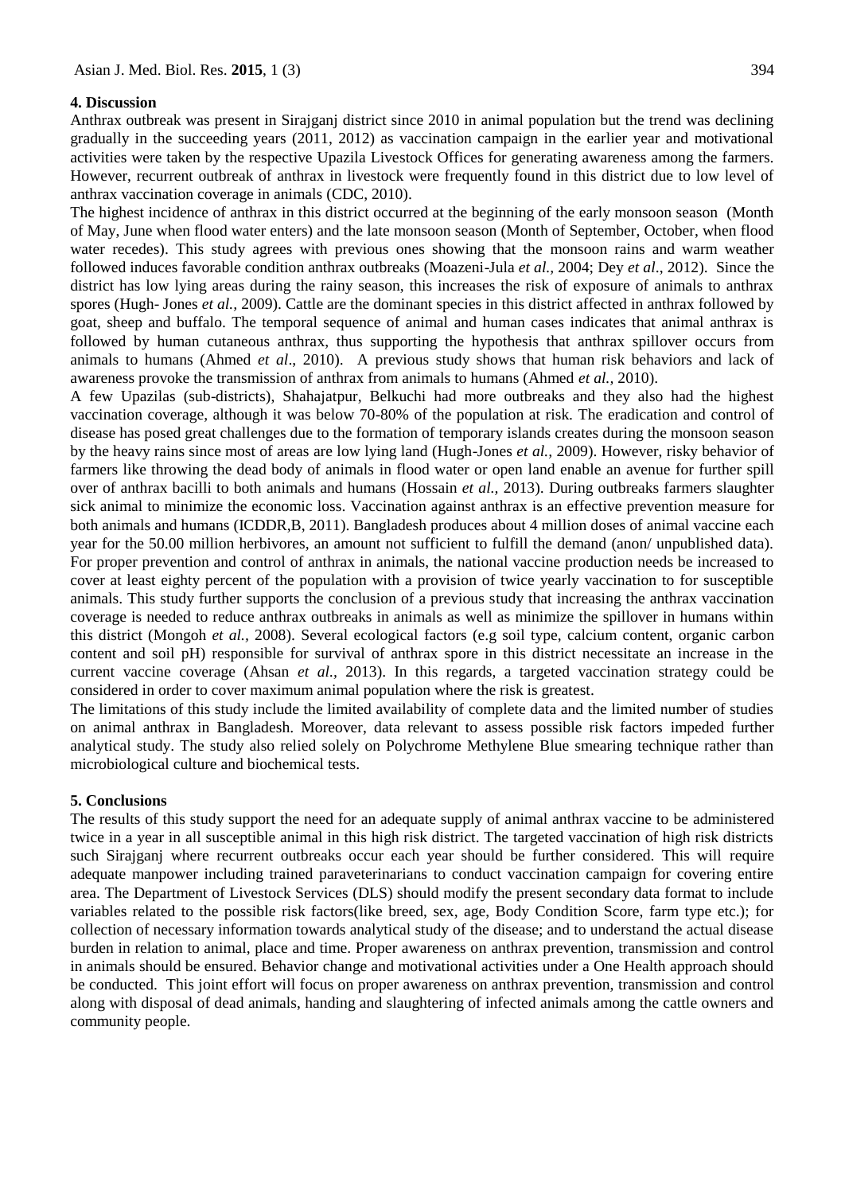## 4. Discussion

Anthrax outbreak was present in Sirajganj district since 2010 in animal population but the trend was declining gradually in the succeeding years (2011, 2012) as vaccination campaign in the earlier year and motivational activities were taken by the respective Upazila Livestock Offices for generating awareness among the farmers. However, recurrent outbreak of anthrax in livestock were frequently found in this district due to low level of anthrax vaccination coverage in animals (CDC, 2010).

The highest incidence of anthrax in this district occurred at the beginning of the early monsoon season (Month of May, June when flood water enters) and the late monsoon season (Month of September, October, when flood water recedes). This study agrees with previous ones showing that the monsoon rains and warm weather followed induces favorable condition anthrax outbreaks (Moazeni-Jula *et al.,* 2004; Dey *et al*., 2012). Since the district has low lying areas during the rainy season, this increases the risk of exposure of animals to anthrax spores (Hugh- Jones *et al.,* 2009). Cattle are the dominant species in this district affected in anthrax followed by goat, sheep and buffalo. The temporal sequence of animal and human cases indicates that animal anthrax is followed by human cutaneous anthrax, thus supporting the hypothesis that anthrax spillover occurs from animals to humans (Ahmed *et al*., 2010). A previous study shows that human risk behaviors and lack of awareness provoke the transmission of anthrax from animals to humans (Ahmed *et al.,* 2010).

A few Upazilas (sub-districts), Shahajatpur, Belkuchi had more outbreaks and they also had the highest vaccination coverage, although it was below 70-80% of the population at risk. The eradication and control of disease has posed great challenges due to the formation of temporary islands creates during the monsoon season by the heavy rains since most of areas are low lying land (Hugh-Jones *et al.,* 2009). However, risky behavior of farmers like throwing the dead body of animals in flood water or open land enable an avenue for further spill over of anthrax bacilli to both animals and humans (Hossain *et al.,* 2013). During outbreaks farmers slaughter sick animal to minimize the economic loss. Vaccination against anthrax is an effective prevention measure for both animals and humans (ICDDR,B, 2011). Bangladesh produces about 4 million doses of animal vaccine each year for the 50.00 million herbivores, an amount not sufficient to fulfill the demand (anon/ unpublished data). For proper prevention and control of anthrax in animals, the national vaccine production needs be increased to cover at least eighty percent of the population with a provision of twice yearly vaccination to for susceptible animals. This study further supports the conclusion of a previous study that increasing the anthrax vaccination coverage is needed to reduce anthrax outbreaks in animals as well as minimize the spillover in humans within this district (Mongoh *et al.,* 2008). Several ecological factors (e.g soil type, calcium content, organic carbon content and soil pH) responsible for survival of anthrax spore in this district necessitate an increase in the current vaccine coverage (Ahsan *et al.,* 2013). In this regards, a targeted vaccination strategy could be considered in order to cover maximum animal population where the risk is greatest.

The limitations of this study include the limited availability of complete data and the limited number of studies on animal anthrax in Bangladesh. Moreover, data relevant to assess possible risk factors impeded further analytical study. The study also relied solely on Polychrome Methylene Blue smearing technique rather than microbiological culture and biochemical tests.

## 5. Conclusions

The results of this study support the need for an adequate supply of animal anthrax vaccine to be administered twice in a year in all susceptible animal in this high risk district. The targeted vaccination of high risk districts such Sirajganj where recurrent outbreaks occur each year should be further considered. This will require adequate manpower including trained paraveterinarians to conduct vaccination campaign for covering entire area. The Department of Livestock Services (DLS) should modify the present secondary data format to include variables related to the possible risk factors(like breed, sex, age, Body Condition Score, farm type etc.); for collection of necessary information towards analytical study of the disease; and to understand the actual disease burden in relation to animal, place and time. Proper awareness on anthrax prevention, transmission and control in animals should be ensured. Behavior change and motivational activities under a One Health approach should be conducted. This joint effort will focus on proper awareness on anthrax prevention, transmission and control along with disposal of dead animals, handing and slaughtering of infected animals among the cattle owners and community people.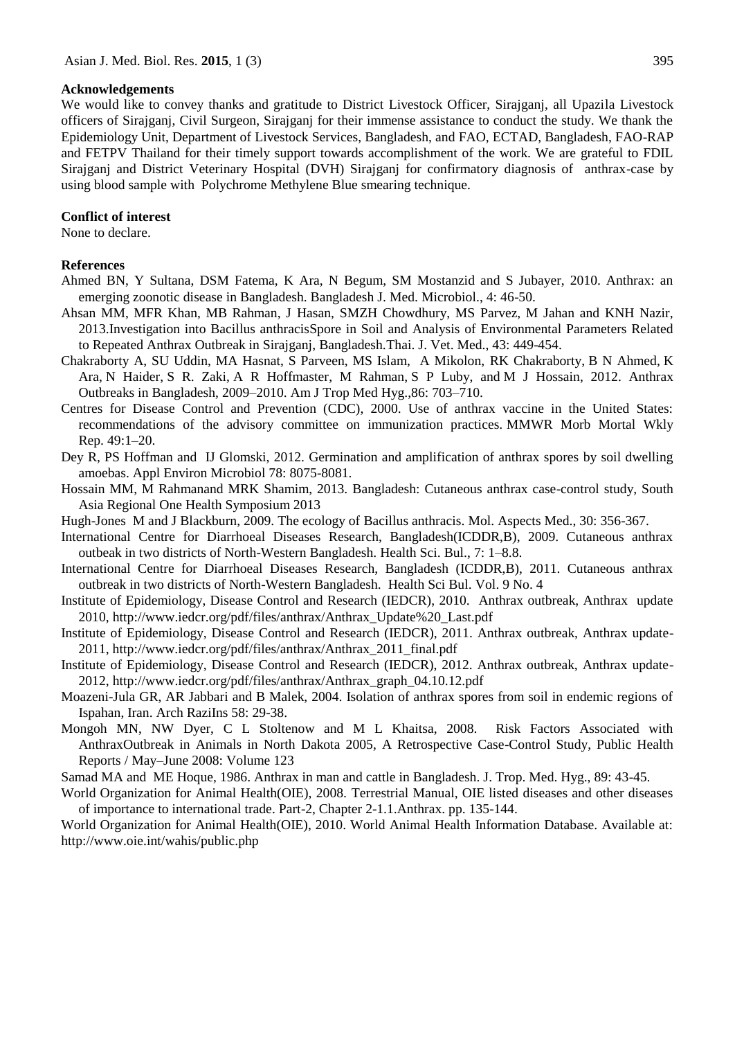**Acknowledgements**

We would like to convey thanks and gratitude to District Livestock Officer, Sirajganj, all Upazila Livestock officers of Sirajganj, Civil Surgeon, Sirajganj for their immense assistance to conduct the study. We thank the Epidemiology Unit, Department of Livestock Services, Bangladesh, and FAO, ECTAD, Bangladesh, FAO-RAP and FETPV Thailand for their timely support towards accomplishment of the work. We are grateful to FDIL Sirajganj and District Veterinary Hospital (DVH) Sirajganj for confirmatory diagnosis of anthrax-case by using blood sample with Polychrome Methylene Blue smearing technique.

**Conflict of interest**

None to declare.

**References**

Ahmed BN, Y Sultana, DSM Fatema, K Ara, N Begum, SM Mostanzid and S Jubayer, 2010. Anthrax: an emerging zoonotic disease in Bangladesh. Bangladesh J. Med. Microbiol., 4: 46-50.

Ahsan MM, MFR Khan, MB Rahman, J Hasan, SMZH Chowdhury, MS Parvez, M Jahan and KNH Nazir, 2013.Investigation into Bacillus anthracisSpore in Soil and Analysis of Environmental Parameters Related to Repeated Anthrax Outbreak in Sirajganj, Bangladesh.Thai. J. Vet. Med., 43: 449-454.

Chakraborty A, SU Uddin, MA Hasnat, S Parveen, MS Islam, A Mikolon, RK Chakraborty, B N Ahmed, K Ara, N Haider, S R. Zaki, A R Hoffmaster, M Rahman, S P Luby, and M J Hossain, 2012. Anthrax Outbreaks in Bangladesh, 2009–2010. Am J Trop Med Hyg.,86: 703–710.

Centres for Disease Control and Prevention (CDC), 2000. Use of anthrax vaccine in the United States: recommendations of the advisory committee on immunization practices. MMWR Morb Mortal Wkly Rep. 49:1–20.

Dey R, PS Hoffman and IJ Glomski, 2012. Germination and amplification of anthrax spores by soil dwelling amoebas. Appl Environ Microbiol 78: 8075-8081.

Hossain MM, M Rahmanand MRK Shamim, 2013. Bangladesh: Cutaneous anthrax case-control study, South Asia Regional One Health Symposium 2013

Hugh-Jones M and J Blackburn, 2009. The ecology of Bacillus anthracis. Mol. Aspects Med., 30: 356-367.

International Centre for Diarrhoeal Diseases Research, Bangladesh(ICDDR,B), 2009. Cutaneous anthrax outbeak in two districts of North-Western Bangladesh. Health Sci. Bul., 7: 1–8.8.

International Centre for Diarrhoeal Diseases Research, Bangladesh (ICDDR,B), 2011. Cutaneous anthrax outbreak in two districts of North-Western Bangladesh. Health Sci Bul. Vol. 9 No. 4

Institute of Epidemiology, Disease Control and Research (IEDCR), 2010. Anthrax outbreak, Anthrax update 2010, http://www.iedcr.org/pdf/files/anthrax/Anthrax_Update%20_Last.pdf

Institute of Epidemiology, Disease Control and Research (IEDCR), 2011. Anthrax outbreak, Anthrax update-2011, http://www.iedcr.org/pdf/files/anthrax/Anthrax_2011_final.pdf

Institute of Epidemiology, Disease Control and Research (IEDCR), 2012. Anthrax outbreak, Anthrax update-2012, http://www.iedcr.org/pdf/files/anthrax/Anthrax_graph_04.10.12.pdf

Moazeni-Jula GR, AR Jabbari and B Malek, 2004. Isolation of anthrax spores from soil in endemic regions of Ispahan, Iran. Arch RaziIns 58: 29-38.

Mongoh MN, NW Dyer, C L Stoltenow and M L Khaitsa, 2008. Risk Factors Associated with AnthraxOutbreak in Animals in North Dakota 2005, A Retrospective Case-Control Study, Public Health Reports / May–June 2008: Volume 123

Samad MA and ME Hoque, 1986. Anthrax in man and cattle in Bangladesh. J. Trop. Med. Hyg., 89: 43-45.

World Organization for Animal Health(OIE), 2008. Terrestrial Manual, OIE listed diseases and other diseases of importance to international trade. Part-2, Chapter 2-1.1.Anthrax. pp. 135-144.

World Organization for Animal Health(OIE), 2010. World Animal Health Information Database. Available at: http://www.oie.int/wahis/public.php